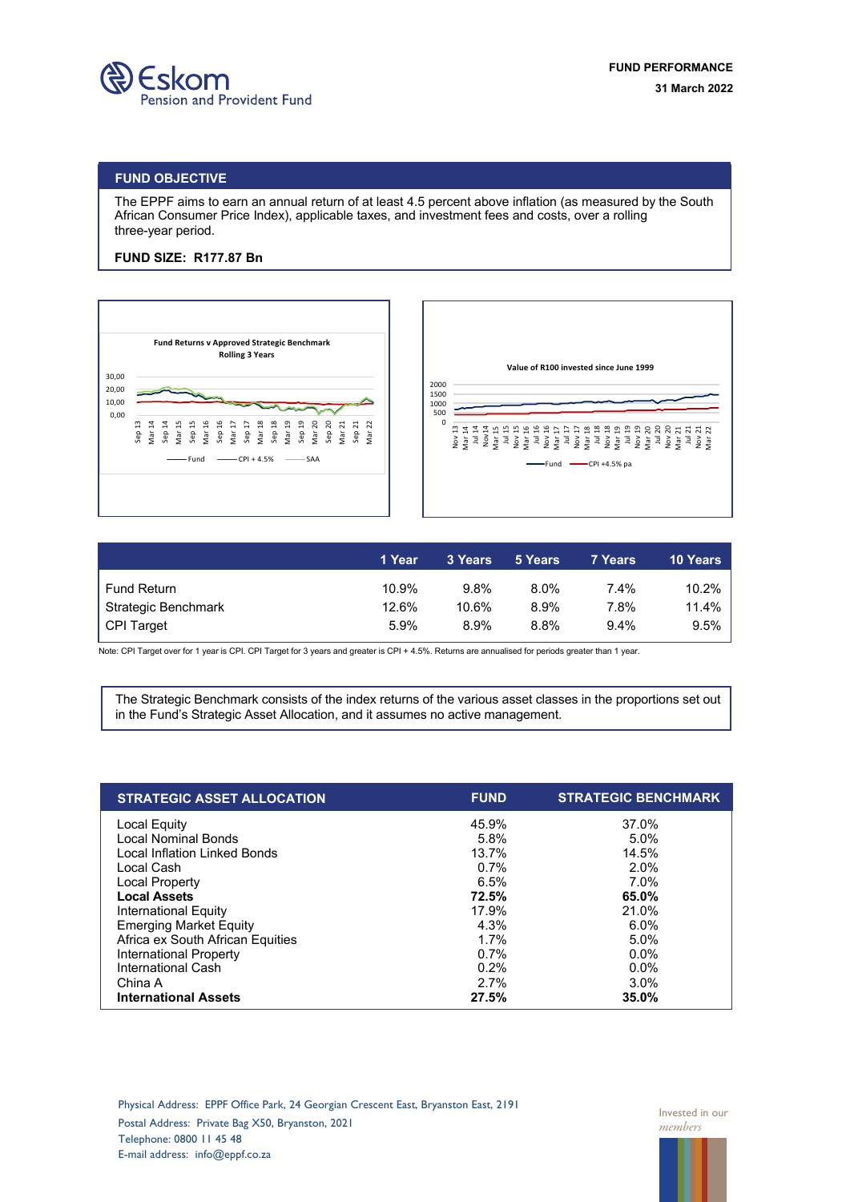Eskom Pension and Provident Fund

**FUND PERFORMANCE**

**31 March 2022**

## FUND OBJECTIVE

The EPPF aims to earn an annual return of at least 4.5 percent above inflation (as measured by the South African Consumer Price Index), applicable taxes, and investment fees and costs, over a rolling three-year period.

**FUND SIZE: R177.87 Bn**

**Fund Returns v Approved Strategic Benchmark Rolling 3 Years**

30,00
20,00
10,00
0,00

Sep 13, Mar 14, Sep 14, Mar 15, Sep 15, Mar 16, Sep 16, Mar 17, Sep 17, Mar 18, Sep 18, Mar 19, Sep 19, Mar 20, Sep 20, Mar 21, Sep 21, Mar 22

Fund — CPI + 4.5% — SAA

**Value of R100 invested since June 1999**

2000
1500
1000
500
0

Nov 13, Mar 14, Jul 14, Nov14, Mar 15, Jul 15, Nov 15, Mar 16, Jul 16, Nov 16, Mar 17, Jul 17, Nov 17, Mar 18, Jul 18, Nov 18, Mar 19, Jul 19, Nov 19, Mar 20, Jul 20, Nov 20, Mar 21, Jul 21, Nov 21, Mar 22

Fund — CPI +4.5% pa

| | 1 Year | 3 Years | 5 Years | 7 Years | 10 Years |
|---|---|---|---|---|---|
| Fund Return | 10.9% | 9.8% | 8.0% | 7.4% | 10.2% |
| Strategic Benchmark | 12.6% | 10.6% | 8.9% | 7.8% | 11.4% |
| CPI Target | 5.9% | 8.9% | 8.8% | 9.4% | 9.5% |

Note: CPI Target over for 1 year is CPI. CPI Target for 3 years and greater is CPI + 4.5%. Returns are annualised for periods greater than 1 year.

The Strategic Benchmark consists of the index returns of the various asset classes in the proportions set out in the Fund's Strategic Asset Allocation, and it assumes no active management.

| STRATEGIC ASSET ALLOCATION | FUND | STRATEGIC BENCHMARK |
|---|---|---|
| Local Equity | 45.9% | 37.0% |
| Local Nominal Bonds | 5.8% | 5.0% |
| Local Inflation Linked Bonds | 13.7% | 14.5% |
| Local Cash | 0.7% | 2.0% |
| Local Property | 6.5% | 7.0% |
| **Local Assets** | **72.5%** | **65.0%** |
| International Equity | 17.9% | 21.0% |
| Emerging Market Equity | 4.3% | 6.0% |
| Africa ex South African Equities | 1.7% | 5.0% |
| International Property | 0.7% | 0.0% |
| International Cash | 0.2% | 0.0% |
| China A | 2.7% | 3.0% |
| **International Assets** | **27.5%** | **35.0%** |

Physical Address: EPPF Office Park, 24 Georgian Crescent East, Bryanston East, 2191
Postal Address: Private Bag X50, Bryanston, 2021
Telephone: 0800 11 45 48
E-mail address: info@eppf.co.za

Invested in our *members*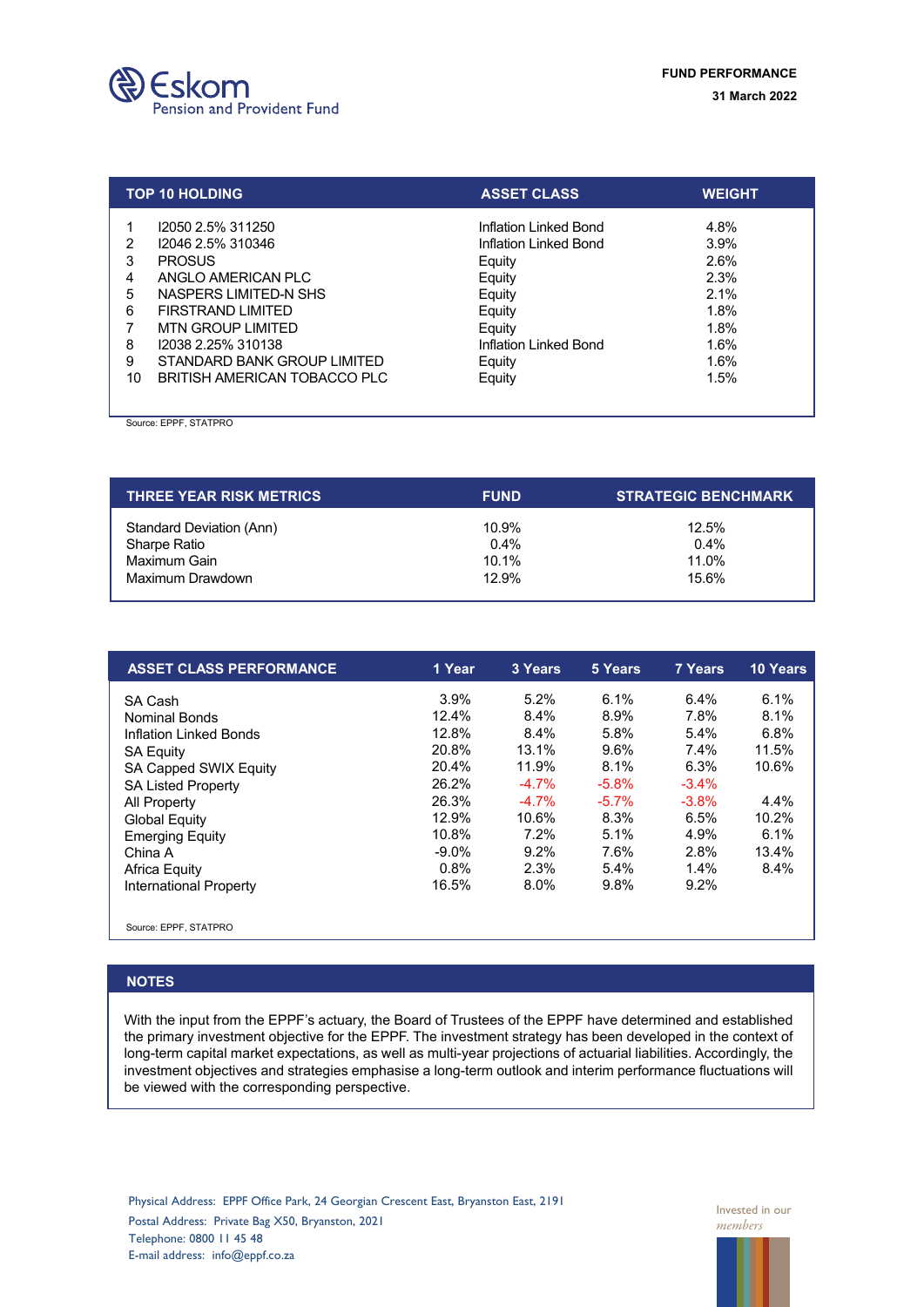**Eskom Pension and Provident Fund**

**FUND PERFORMANCE**

**31 March 2022**

| | TOP 10 HOLDING | ASSET CLASS | WEIGHT |
|---|---|---|---|
| 1 | I2050 2.5% 311250 | Inflation Linked Bond | 4.8% |
| 2 | I2046 2.5% 310346 | Inflation Linked Bond | 3.9% |
| 3 | PROSUS | Equity | 2.6% |
| 4 | ANGLO AMERICAN PLC | Equity | 2.3% |
| 5 | NASPERS LIMITED-N SHS | Equity | 2.1% |
| 6 | FIRSTRAND LIMITED | Equity | 1.8% |
| 7 | MTN GROUP LIMITED | Equity | 1.8% |
| 8 | I2038 2.25% 310138 | Inflation Linked Bond | 1.6% |
| 9 | STANDARD BANK GROUP LIMITED | Equity | 1.6% |
| 10 | BRITISH AMERICAN TOBACCO PLC | Equity | 1.5% |

Source: EPPF, STATPRO

| THREE YEAR RISK METRICS | FUND | STRATEGIC BENCHMARK |
|---|---|---|
| Standard Deviation (Ann) | 10.9% | 12.5% |
| Sharpe Ratio | 0.4% | 0.4% |
| Maximum Gain | 10.1% | 11.0% |
| Maximum Drawdown | 12.9% | 15.6% |

| ASSET CLASS PERFORMANCE | 1 Year | 3 Years | 5 Years | 7 Years | 10 Years |
|---|---|---|---|---|---|
| SA Cash | 3.9% | 5.2% | 6.1% | 6.4% | 6.1% |
| Nominal Bonds | 12.4% | 8.4% | 8.9% | 7.8% | 8.1% |
| Inflation Linked Bonds | 12.8% | 8.4% | 5.8% | 5.4% | 6.8% |
| SA Equity | 20.8% | 13.1% | 9.6% | 7.4% | 11.5% |
| SA Capped SWIX Equity | 20.4% | 11.9% | 8.1% | 6.3% | 10.6% |
| SA Listed Property | 26.2% | -4.7% | -5.8% | -3.4% | |
| All Property | 26.3% | -4.7% | -5.7% | -3.8% | 4.4% |
| Global Equity | 12.9% | 10.6% | 8.3% | 6.5% | 10.2% |
| Emerging Equity | 10.8% | 7.2% | 5.1% | 4.9% | 6.1% |
| China A | -9.0% | 9.2% | 7.6% | 2.8% | 13.4% |
| Africa Equity | 0.8% | 2.3% | 5.4% | 1.4% | 8.4% |
| International Property | 16.5% | 8.0% | 9.8% | 9.2% | |

Source: EPPF, STATPRO

## NOTES

With the input from the EPPF's actuary, the Board of Trustees of the EPPF have determined and established the primary investment objective for the EPPF. The investment strategy has been developed in the context of long-term capital market expectations, as well as multi-year projections of actuarial liabilities. Accordingly, the investment objectives and strategies emphasise a long-term outlook and interim performance fluctuations will be viewed with the corresponding perspective.

Physical Address: EPPF Office Park, 24 Georgian Crescent East, Bryanston East, 2191
Postal Address: Private Bag X50, Bryanston, 2021
Telephone: 0800 11 45 48
E-mail address: info@eppf.co.za

Invested in our *members*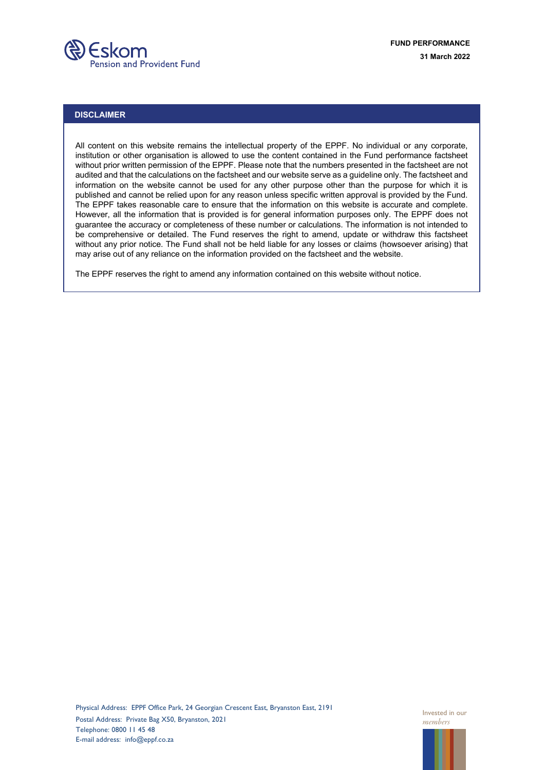## DISCLAIMER

All content on this website remains the intellectual property of the EPPF. No individual or any corporate, institution or other organisation is allowed to use the content contained in the Fund performance factsheet without prior written permission of the EPPF. Please note that the numbers presented in the factsheet are not audited and that the calculations on the factsheet and our website serve as a guideline only. The factsheet and information on the website cannot be used for any other purpose other than the purpose for which it is published and cannot be relied upon for any reason unless specific written approval is provided by the Fund. The EPPF takes reasonable care to ensure that the information on this website is accurate and complete. However, all the information that is provided is for general information purposes only. The EPPF does not guarantee the accuracy or completeness of these number or calculations. The information is not intended to be comprehensive or detailed. The Fund reserves the right to amend, update or withdraw this factsheet without any prior notice. The Fund shall not be held liable for any losses or claims (howsoever arising) that may arise out of any reliance on the information provided on the factsheet and the website.

The EPPF reserves the right to amend any information contained on this website without notice.